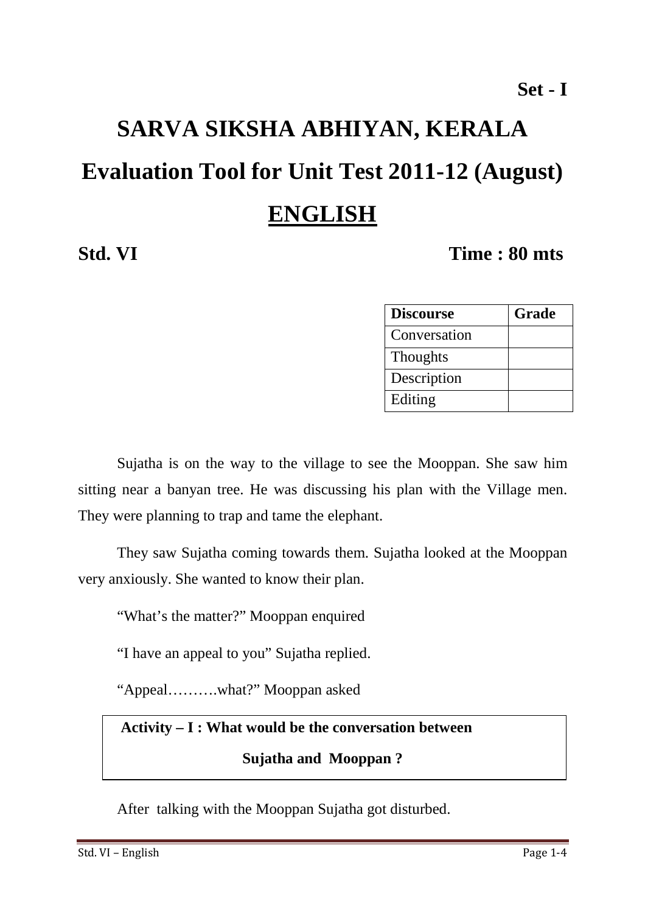**Set - I**

# SARVA SIKSHA ABHIYAN, KERALA

# Evaluation Tool for Unit Test 2011-12 (August)

# ENGLISH

**Std. VI** **Time : 80 mts**

| Discourse | Grade |
|---|---|
| Conversation | |
| Thoughts | |
| Description | |
| Editing | |

Sujatha is on the way to the village to see the Mooppan. She saw him sitting near a banyan tree. He was discussing his plan with the Village men. They were planning to trap and tame the elephant.

They saw Sujatha coming towards them. Sujatha looked at the Mooppan very anxiously. She wanted to know their plan.

"What's the matter?" Mooppan enquired

"I have an appeal to you" Sujatha replied.

"Appeal……….what?" Mooppan asked

**Activity – I : What would be the conversation between Sujatha and Mooppan ?**

After talking with the Mooppan Sujatha got disturbed.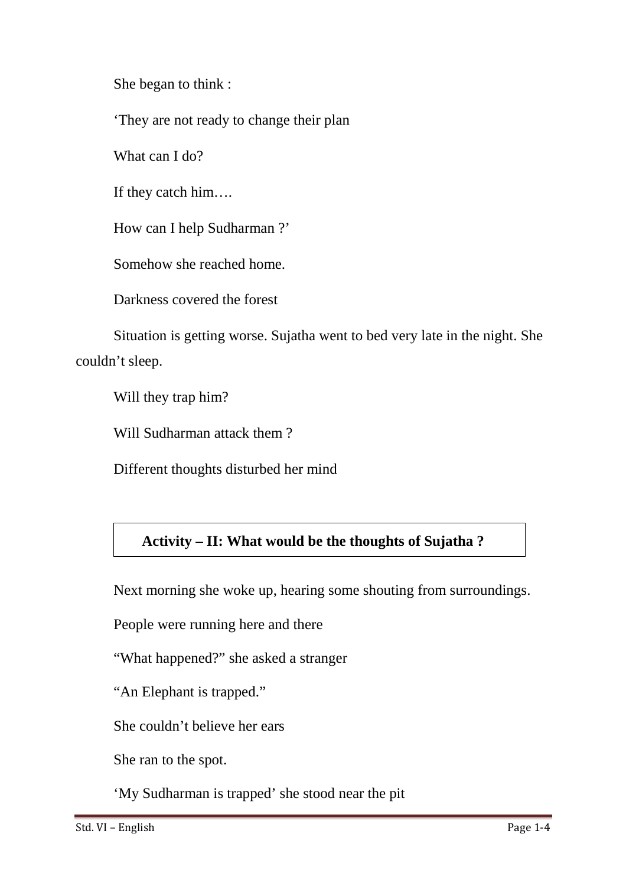She began to think :

‘They are not ready to change their plan

What can I do?

If they catch him….

How can I help Sudharman ?’

Somehow she reached home.

Darkness covered the forest

Situation is getting worse. Sujatha went to bed very late in the night. She couldn’t sleep.

Will they trap him?

Will Sudharman attack them ?

Different thoughts disturbed her mind

**Activity – II: What would be the thoughts of Sujatha ?**

Next morning she woke up, hearing some shouting from surroundings.

People were running here and there

“What happened?” she asked a stranger

“An Elephant is trapped.”

She couldn’t believe her ears

She ran to the spot.

‘My Sudharman is trapped’ she stood near the pit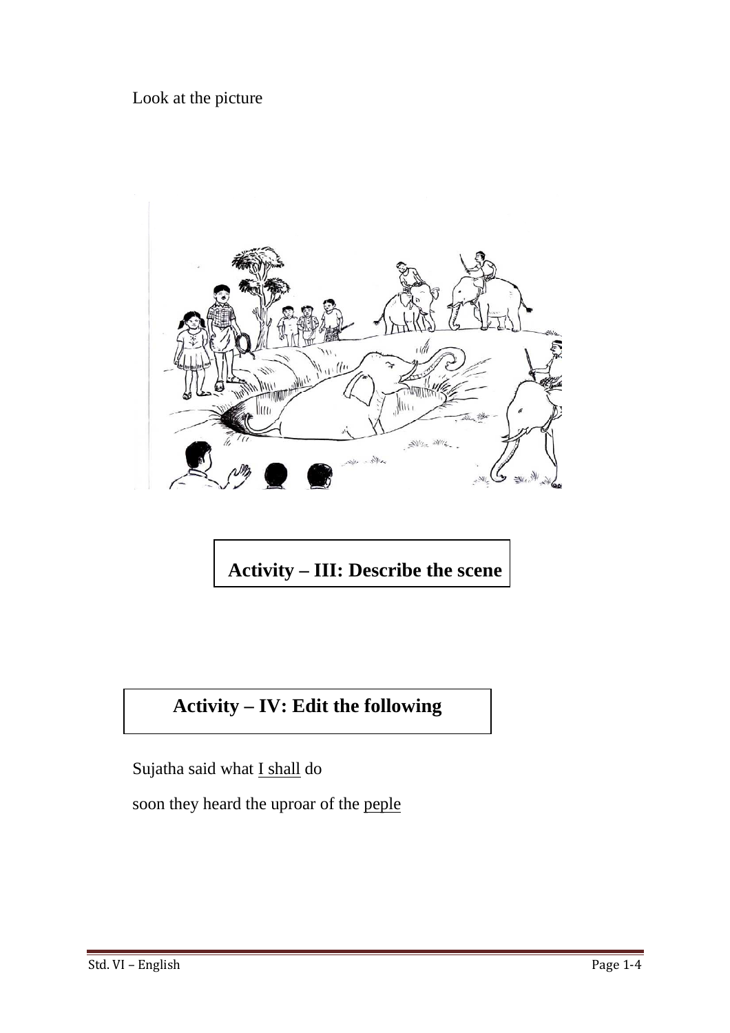Look at the picture

**Activity – III: Describe the scene**

**Activity – IV: Edit the following**

Sujatha said what <u>I shall</u> do

soon they heard the uproar of the <u>peple</u>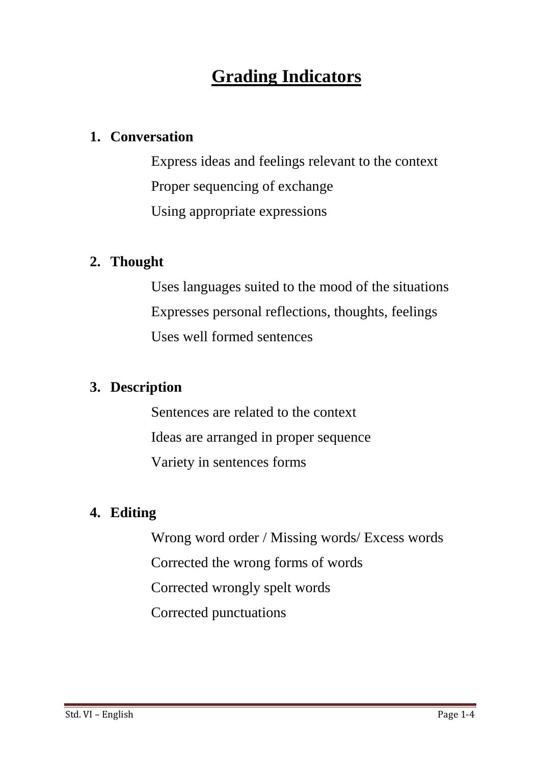# Grading Indicators

1. **Conversation**

   Express ideas and feelings relevant to the context

   Proper sequencing of exchange

   Using appropriate expressions

2. **Thought**

   Uses languages suited to the mood of the situations

   Expresses personal reflections, thoughts, feelings

   Uses well formed sentences

3. **Description**

   Sentences are related to the context

   Ideas are arranged in proper sequence

   Variety in sentences forms

4. **Editing**

   Wrong word order / Missing words/ Excess words

   Corrected the wrong forms of words

   Corrected wrongly spelt words

   Corrected punctuations